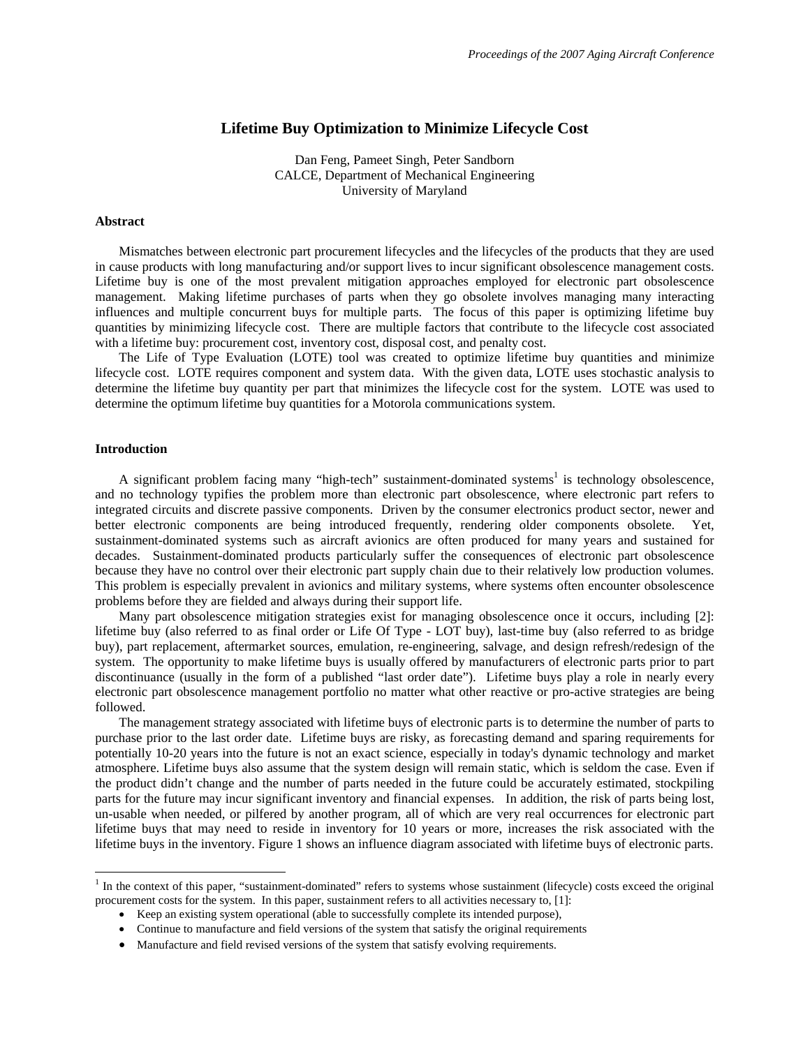# Lifetime Buy Optimization to Minimize Lifecycle Cost

Dan Feng, Pameet Singh, Peter Sandborn
CALCE, Department of Mechanical Engineering
University of Maryland

## Abstract

Mismatches between electronic part procurement lifecycles and the lifecycles of the products that they are used in cause products with long manufacturing and/or support lives to incur significant obsolescence management costs. Lifetime buy is one of the most prevalent mitigation approaches employed for electronic part obsolescence management. Making lifetime purchases of parts when they go obsolete involves managing many interacting influences and multiple concurrent buys for multiple parts. The focus of this paper is optimizing lifetime buy quantities by minimizing lifecycle cost. There are multiple factors that contribute to the lifecycle cost associated with a lifetime buy: procurement cost, inventory cost, disposal cost, and penalty cost.

The Life of Type Evaluation (LOTE) tool was created to optimize lifetime buy quantities and minimize lifecycle cost. LOTE requires component and system data. With the given data, LOTE uses stochastic analysis to determine the lifetime buy quantity per part that minimizes the lifecycle cost for the system. LOTE was used to determine the optimum lifetime buy quantities for a Motorola communications system.

## Introduction

A significant problem facing many "high-tech" sustainment-dominated systems[1] is technology obsolescence, and no technology typifies the problem more than electronic part obsolescence, where electronic part refers to integrated circuits and discrete passive components. Driven by the consumer electronics product sector, newer and better electronic components are being introduced frequently, rendering older components obsolete. Yet, sustainment-dominated systems such as aircraft avionics are often produced for many years and sustained for decades. Sustainment-dominated products particularly suffer the consequences of electronic part obsolescence because they have no control over their electronic part supply chain due to their relatively low production volumes. This problem is especially prevalent in avionics and military systems, where systems often encounter obsolescence problems before they are fielded and always during their support life.

Many part obsolescence mitigation strategies exist for managing obsolescence once it occurs, including [2]: lifetime buy (also referred to as final order or Life Of Type - LOT buy), last-time buy (also referred to as bridge buy), part replacement, aftermarket sources, emulation, re-engineering, salvage, and design refresh/redesign of the system. The opportunity to make lifetime buys is usually offered by manufacturers of electronic parts prior to part discontinuance (usually in the form of a published "last order date"). Lifetime buys play a role in nearly every electronic part obsolescence management portfolio no matter what other reactive or pro-active strategies are being followed.

The management strategy associated with lifetime buys of electronic parts is to determine the number of parts to purchase prior to the last order date. Lifetime buys are risky, as forecasting demand and sparing requirements for potentially 10-20 years into the future is not an exact science, especially in today's dynamic technology and market atmosphere. Lifetime buys also assume that the system design will remain static, which is seldom the case. Even if the product didn't change and the number of parts needed in the future could be accurately estimated, stockpiling parts for the future may incur significant inventory and financial expenses. In addition, the risk of parts being lost, un-usable when needed, or pilfered by another program, all of which are very real occurrences for electronic part lifetime buys that may need to reside in inventory for 10 years or more, increases the risk associated with the lifetime buys in the inventory. Figure 1 shows an influence diagram associated with lifetime buys of electronic parts.

---

[1] In the context of this paper, "sustainment-dominated" refers to systems whose sustainment (lifecycle) costs exceed the original procurement costs for the system. In this paper, sustainment refers to all activities necessary to, [1]:

- Keep an existing system operational (able to successfully complete its intended purpose),
- Continue to manufacture and field versions of the system that satisfy the original requirements
- Manufacture and field revised versions of the system that satisfy evolving requirements.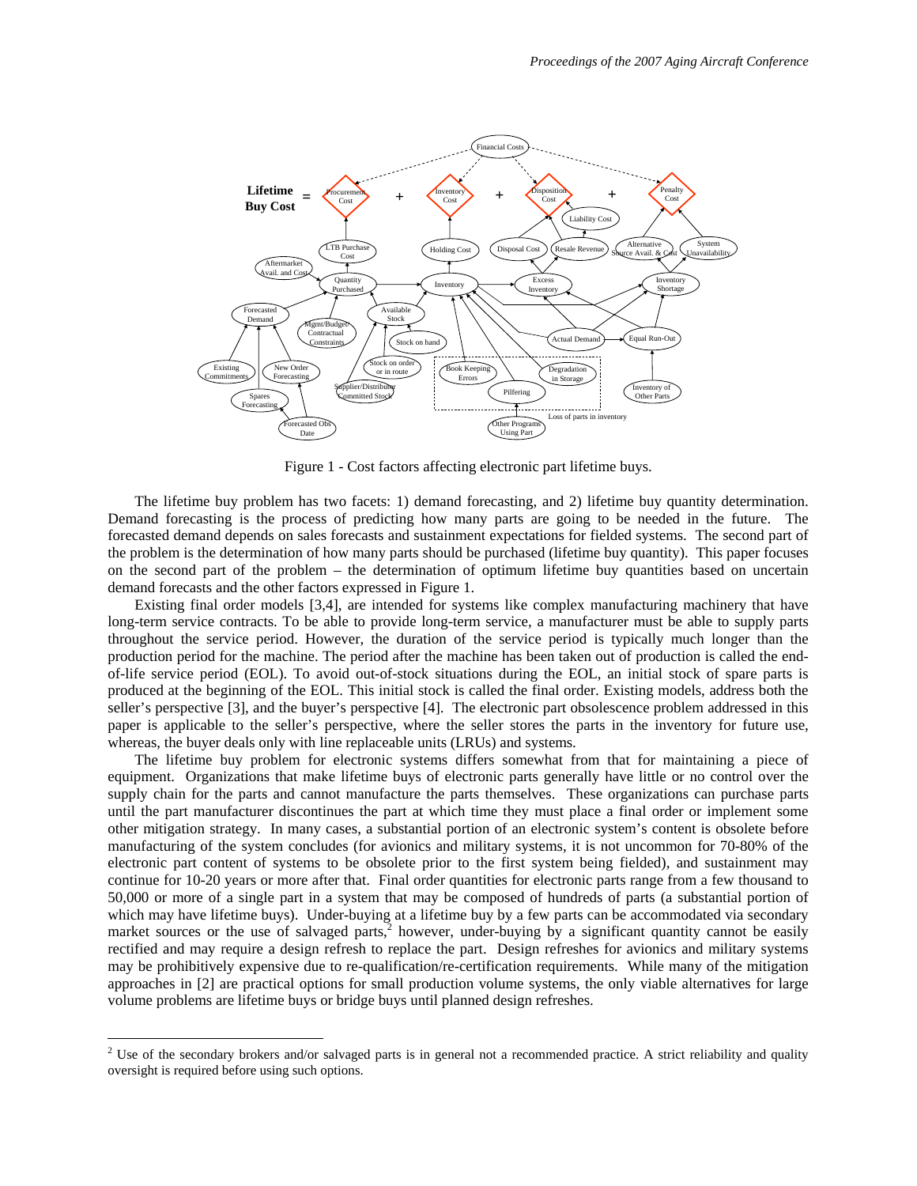Figure 1 - Cost factors affecting electronic part lifetime buys.

The lifetime buy problem has two facets: 1) demand forecasting, and 2) lifetime buy quantity determination. Demand forecasting is the process of predicting how many parts are going to be needed in the future. The forecasted demand depends on sales forecasts and sustainment expectations for fielded systems. The second part of the problem is the determination of how many parts should be purchased (lifetime buy quantity). This paper focuses on the second part of the problem – the determination of optimum lifetime buy quantities based on uncertain demand forecasts and the other factors expressed in Figure 1.

Existing final order models [3,4], are intended for systems like complex manufacturing machinery that have long-term service contracts. To be able to provide long-term service, a manufacturer must be able to supply parts throughout the service period. However, the duration of the service period is typically much longer than the production period for the machine. The period after the machine has been taken out of production is called the end-of-life service period (EOL). To avoid out-of-stock situations during the EOL, an initial stock of spare parts is produced at the beginning of the EOL. This initial stock is called the final order. Existing models, address both the seller's perspective [3], and the buyer's perspective [4]. The electronic part obsolescence problem addressed in this paper is applicable to the seller's perspective, where the seller stores the parts in the inventory for future use, whereas, the buyer deals only with line replaceable units (LRUs) and systems.

The lifetime buy problem for electronic systems differs somewhat from that for maintaining a piece of equipment. Organizations that make lifetime buys of electronic parts generally have little or no control over the supply chain for the parts and cannot manufacture the parts themselves. These organizations can purchase parts until the part manufacturer discontinues the part at which time they must place a final order or implement some other mitigation strategy. In many cases, a substantial portion of an electronic system's content is obsolete before manufacturing of the system concludes (for avionics and military systems, it is not uncommon for 70-80% of the electronic part content of systems to be obsolete prior to the first system being fielded), and sustainment may continue for 10-20 years or more after that. Final order quantities for electronic parts range from a few thousand to 50,000 or more of a single part in a system that may be composed of hundreds of parts (a substantial portion of which may have lifetime buys). Under-buying at a lifetime buy by a few parts can be accommodated via secondary market sources or the use of salvaged parts,[2] however, under-buying by a significant quantity cannot be easily rectified and may require a design refresh to replace the part. Design refreshes for avionics and military systems may be prohibitively expensive due to re-qualification/re-certification requirements. While many of the mitigation approaches in [2] are practical options for small production volume systems, the only viable alternatives for large volume problems are lifetime buys or bridge buys until planned design refreshes.

[2] Use of the secondary brokers and/or salvaged parts is in general not a recommended practice. A strict reliability and quality oversight is required before using such options.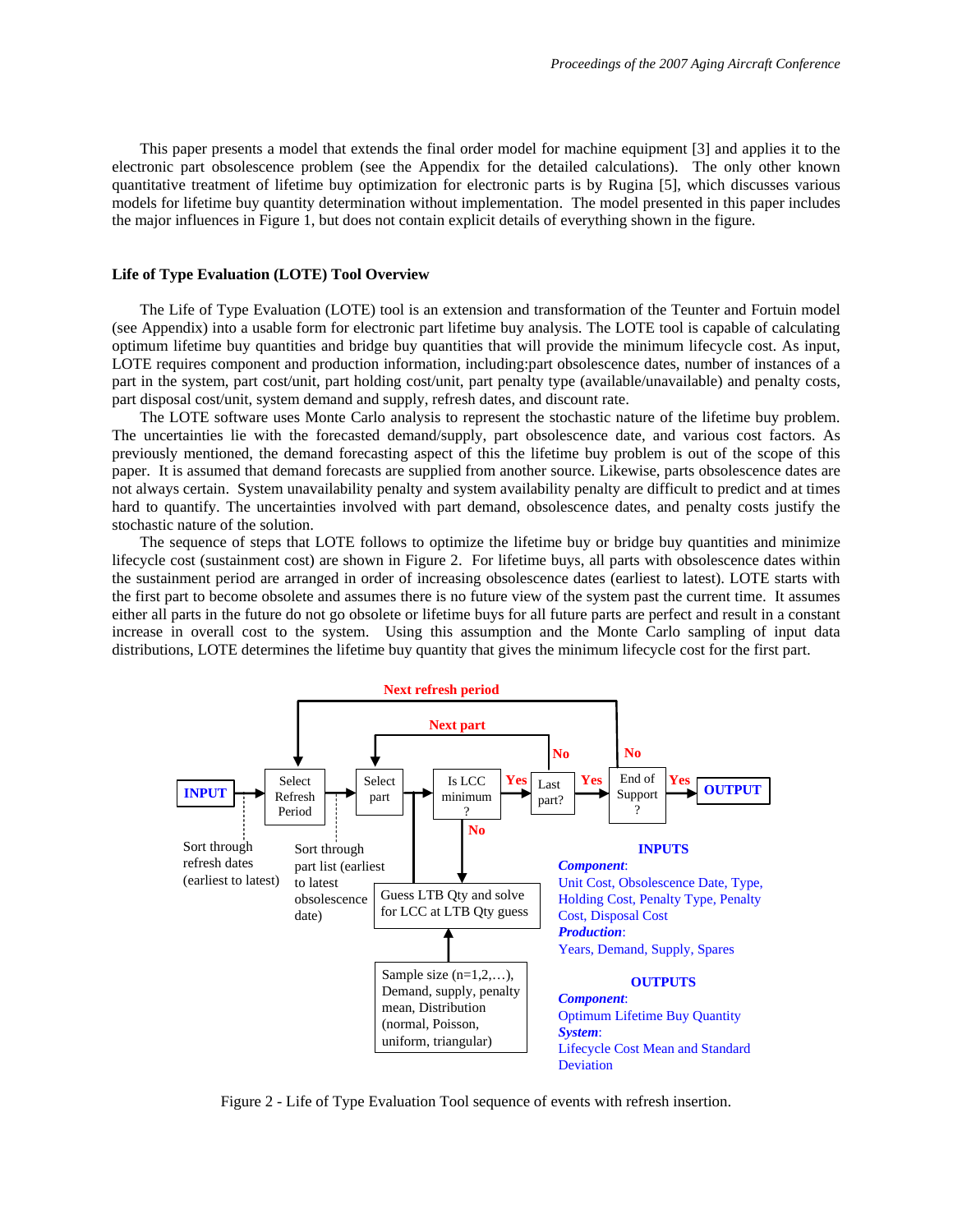This paper presents a model that extends the final order model for machine equipment [3] and applies it to the electronic part obsolescence problem (see the Appendix for the detailed calculations). The only other known quantitative treatment of lifetime buy optimization for electronic parts is by Rugina [5], which discusses various models for lifetime buy quantity determination without implementation. The model presented in this paper includes the major influences in Figure 1, but does not contain explicit details of everything shown in the figure.

## Life of Type Evaluation (LOTE) Tool Overview

The Life of Type Evaluation (LOTE) tool is an extension and transformation of the Teunter and Fortuin model (see Appendix) into a usable form for electronic part lifetime buy analysis. The LOTE tool is capable of calculating optimum lifetime buy quantities and bridge buy quantities that will provide the minimum lifecycle cost. As input, LOTE requires component and production information, including:part obsolescence dates, number of instances of a part in the system, part cost/unit, part holding cost/unit, part penalty type (available/unavailable) and penalty costs, part disposal cost/unit, system demand and supply, refresh dates, and discount rate.

The LOTE software uses Monte Carlo analysis to represent the stochastic nature of the lifetime buy problem. The uncertainties lie with the forecasted demand/supply, part obsolescence date, and various cost factors. As previously mentioned, the demand forecasting aspect of this the lifetime buy problem is out of the scope of this paper. It is assumed that demand forecasts are supplied from another source. Likewise, parts obsolescence dates are not always certain. System unavailability penalty and system availability penalty are difficult to predict and at times hard to quantify. The uncertainties involved with part demand, obsolescence dates, and penalty costs justify the stochastic nature of the solution.

The sequence of steps that LOTE follows to optimize the lifetime buy or bridge buy quantities and minimize lifecycle cost (sustainment cost) are shown in Figure 2. For lifetime buys, all parts with obsolescence dates within the sustainment period are arranged in order of increasing obsolescence dates (earliest to latest). LOTE starts with the first part to become obsolete and assumes there is no future view of the system past the current time. It assumes either all parts in the future do not go obsolete or lifetime buys for all future parts are perfect and result in a constant increase in overall cost to the system. Using this assumption and the Monte Carlo sampling of input data distributions, LOTE determines the lifetime buy quantity that gives the minimum lifecycle cost for the first part.

Figure 2 - Life of Type Evaluation Tool sequence of events with refresh insertion.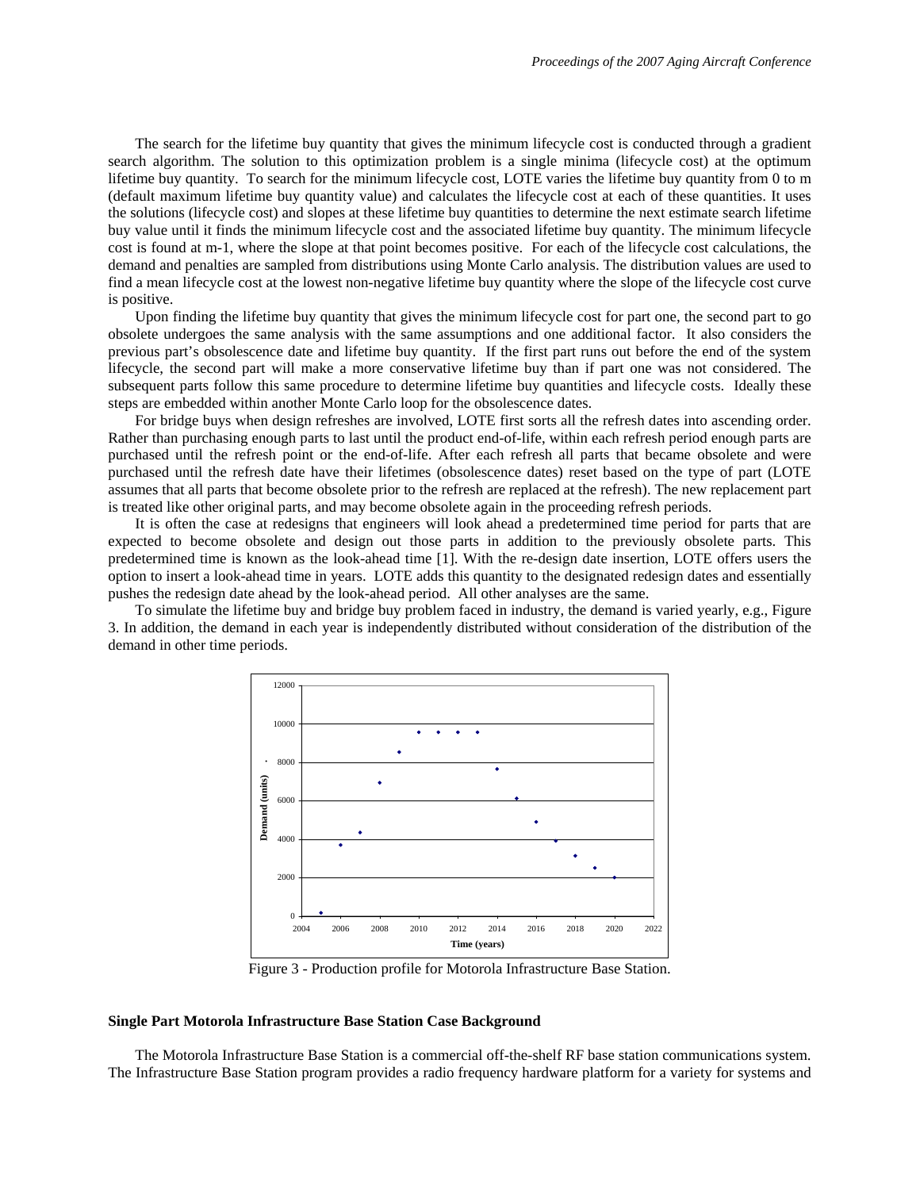The search for the lifetime buy quantity that gives the minimum lifecycle cost is conducted through a gradient search algorithm. The solution to this optimization problem is a single minima (lifecycle cost) at the optimum lifetime buy quantity. To search for the minimum lifecycle cost, LOTE varies the lifetime buy quantity from 0 to m (default maximum lifetime buy quantity value) and calculates the lifecycle cost at each of these quantities. It uses the solutions (lifecycle cost) and slopes at these lifetime buy quantities to determine the next estimate search lifetime buy value until it finds the minimum lifecycle cost and the associated lifetime buy quantity. The minimum lifecycle cost is found at m-1, where the slope at that point becomes positive. For each of the lifecycle cost calculations, the demand and penalties are sampled from distributions using Monte Carlo analysis. The distribution values are used to find a mean lifecycle cost at the lowest non-negative lifetime buy quantity where the slope of the lifecycle cost curve is positive.

Upon finding the lifetime buy quantity that gives the minimum lifecycle cost for part one, the second part to go obsolete undergoes the same analysis with the same assumptions and one additional factor. It also considers the previous part's obsolescence date and lifetime buy quantity. If the first part runs out before the end of the system lifecycle, the second part will make a more conservative lifetime buy than if part one was not considered. The subsequent parts follow this same procedure to determine lifetime buy quantities and lifecycle costs. Ideally these steps are embedded within another Monte Carlo loop for the obsolescence dates.

For bridge buys when design refreshes are involved, LOTE first sorts all the refresh dates into ascending order. Rather than purchasing enough parts to last until the product end-of-life, within each refresh period enough parts are purchased until the refresh point or the end-of-life. After each refresh all parts that became obsolete and were purchased until the refresh date have their lifetimes (obsolescence dates) reset based on the type of part (LOTE assumes that all parts that become obsolete prior to the refresh are replaced at the refresh). The new replacement part is treated like other original parts, and may become obsolete again in the proceeding refresh periods.

It is often the case at redesigns that engineers will look ahead a predetermined time period for parts that are expected to become obsolete and design out those parts in addition to the previously obsolete parts. This predetermined time is known as the look-ahead time [1]. With the re-design date insertion, LOTE offers users the option to insert a look-ahead time in years. LOTE adds this quantity to the designated redesign dates and essentially pushes the redesign date ahead by the look-ahead period. All other analyses are the same.

To simulate the lifetime buy and bridge buy problem faced in industry, the demand is varied yearly, e.g., Figure 3. In addition, the demand in each year is independently distributed without consideration of the distribution of the demand in other time periods.

Figure 3 - Production profile for Motorola Infrastructure Base Station.

**Single Part Motorola Infrastructure Base Station Case Background**

The Motorola Infrastructure Base Station is a commercial off-the-shelf RF base station communications system. The Infrastructure Base Station program provides a radio frequency hardware platform for a variety for systems and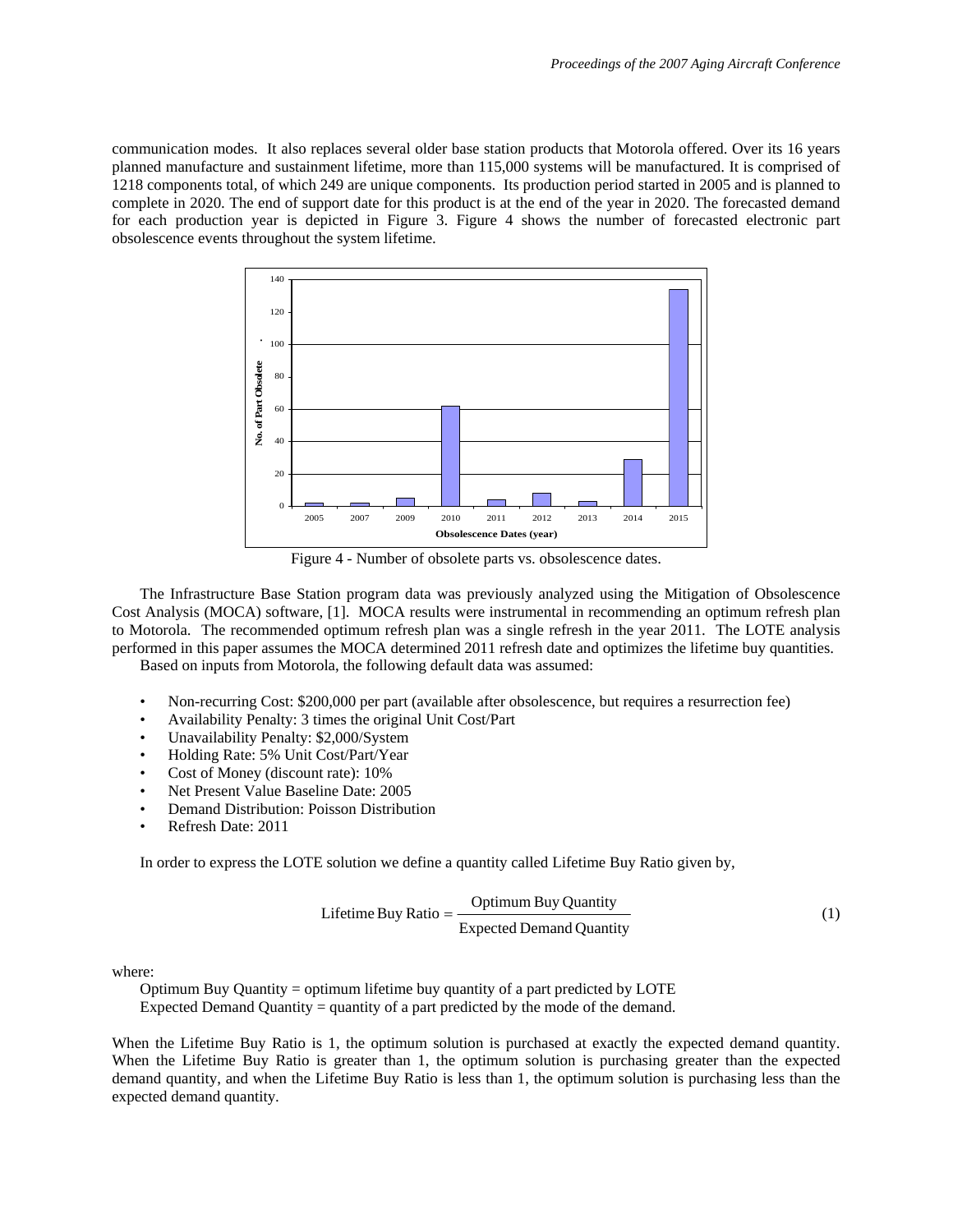communication modes. It also replaces several older base station products that Motorola offered. Over its 16 years planned manufacture and sustainment lifetime, more than 115,000 systems will be manufactured. It is comprised of 1218 components total, of which 249 are unique components. Its production period started in 2005 and is planned to complete in 2020. The end of support date for this product is at the end of the year in 2020. The forecasted demand for each production year is depicted in Figure 3. Figure 4 shows the number of forecasted electronic part obsolescence events throughout the system lifetime.

Figure 4 - Number of obsolete parts vs. obsolescence dates.

The Infrastructure Base Station program data was previously analyzed using the Mitigation of Obsolescence Cost Analysis (MOCA) software, [1]. MOCA results were instrumental in recommending an optimum refresh plan to Motorola. The recommended optimum refresh plan was a single refresh in the year 2011. The LOTE analysis performed in this paper assumes the MOCA determined 2011 refresh date and optimizes the lifetime buy quantities.

Based on inputs from Motorola, the following default data was assumed:

- Non-recurring Cost: $200,000 per part (available after obsolescence, but requires a resurrection fee)
- Availability Penalty: 3 times the original Unit Cost/Part
- Unavailability Penalty: $2,000/System
- Holding Rate: 5% Unit Cost/Part/Year
- Cost of Money (discount rate): 10%
- Net Present Value Baseline Date: 2005
- Demand Distribution: Poisson Distribution
- Refresh Date: 2011

In order to express the LOTE solution we define a quantity called Lifetime Buy Ratio given by,

$$\text{Lifetime Buy Ratio} = \frac{\text{Optimum Buy Quantity}}{\text{Expected Demand Quantity}} \tag{1}$$

where:

Optimum Buy Quantity = optimum lifetime buy quantity of a part predicted by LOTE
Expected Demand Quantity = quantity of a part predicted by the mode of the demand.

When the Lifetime Buy Ratio is 1, the optimum solution is purchased at exactly the expected demand quantity. When the Lifetime Buy Ratio is greater than 1, the optimum solution is purchasing greater than the expected demand quantity, and when the Lifetime Buy Ratio is less than 1, the optimum solution is purchasing less than the expected demand quantity.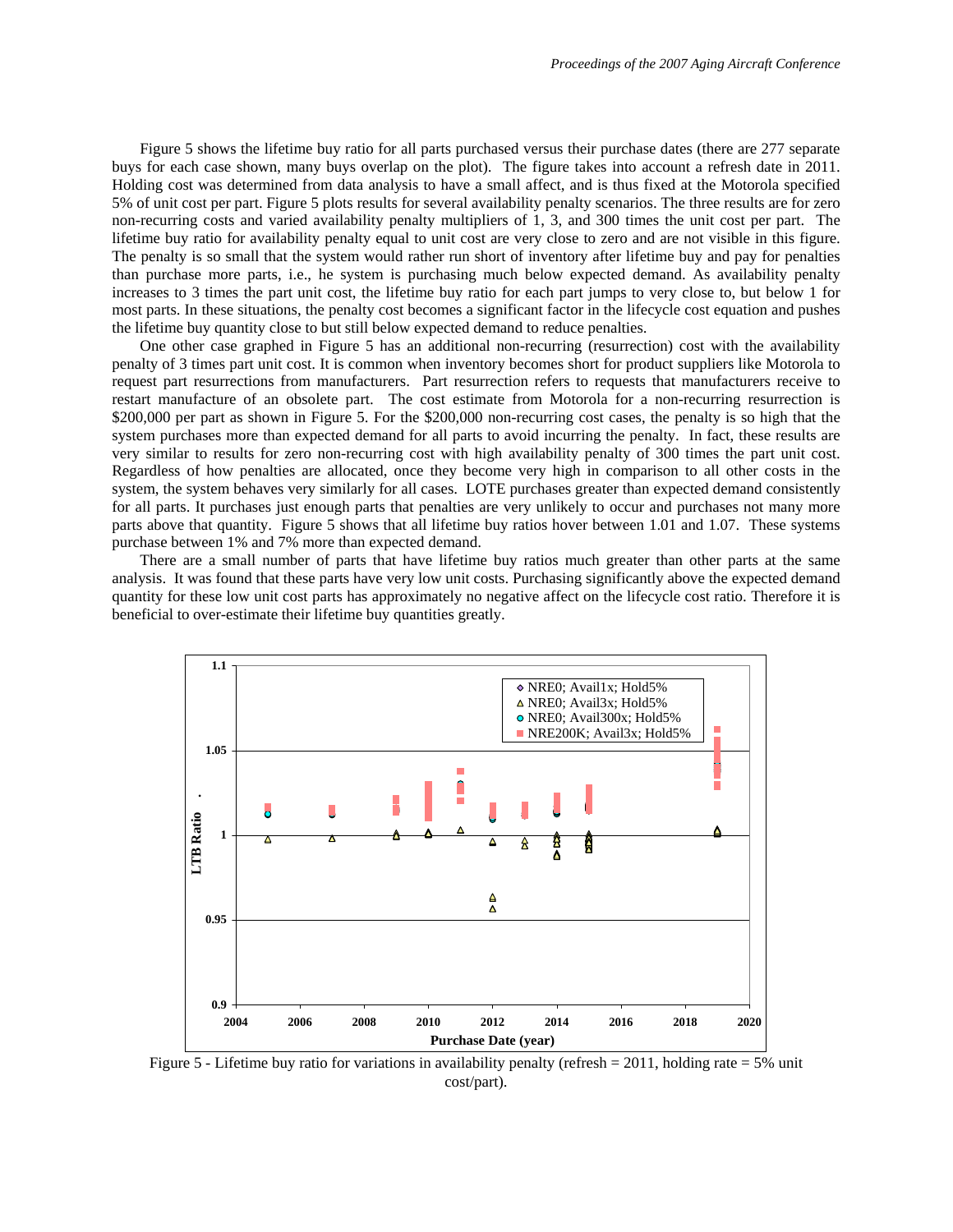Figure 5 shows the lifetime buy ratio for all parts purchased versus their purchase dates (there are 277 separate buys for each case shown, many buys overlap on the plot). The figure takes into account a refresh date in 2011. Holding cost was determined from data analysis to have a small affect, and is thus fixed at the Motorola specified 5% of unit cost per part. Figure 5 plots results for several availability penalty scenarios. The three results are for zero non-recurring costs and varied availability penalty multipliers of 1, 3, and 300 times the unit cost per part. The lifetime buy ratio for availability penalty equal to unit cost are very close to zero and are not visible in this figure. The penalty is so small that the system would rather run short of inventory after lifetime buy and pay for penalties than purchase more parts, i.e., he system is purchasing much below expected demand. As availability penalty increases to 3 times the part unit cost, the lifetime buy ratio for each part jumps to very close to, but below 1 for most parts. In these situations, the penalty cost becomes a significant factor in the lifecycle cost equation and pushes the lifetime buy quantity close to but still below expected demand to reduce penalties.

One other case graphed in Figure 5 has an additional non-recurring (resurrection) cost with the availability penalty of 3 times part unit cost. It is common when inventory becomes short for product suppliers like Motorola to request part resurrections from manufacturers. Part resurrection refers to requests that manufacturers receive to restart manufacture of an obsolete part. The cost estimate from Motorola for a non-recurring resurrection is $200,000 per part as shown in Figure 5. For the $200,000 non-recurring cost cases, the penalty is so high that the system purchases more than expected demand for all parts to avoid incurring the penalty. In fact, these results are very similar to results for zero non-recurring cost with high availability penalty of 300 times the part unit cost. Regardless of how penalties are allocated, once they become very high in comparison to all other costs in the system, the system behaves very similarly for all cases. LOTE purchases greater than expected demand consistently for all parts. It purchases just enough parts that penalties are very unlikely to occur and purchases not many more parts above that quantity. Figure 5 shows that all lifetime buy ratios hover between 1.01 and 1.07. These systems purchase between 1% and 7% more than expected demand.

There are a small number of parts that have lifetime buy ratios much greater than other parts at the same analysis. It was found that these parts have very low unit costs. Purchasing significantly above the expected demand quantity for these low unit cost parts has approximately no negative affect on the lifecycle cost ratio. Therefore it is beneficial to over-estimate their lifetime buy quantities greatly.

Figure 5 - Lifetime buy ratio for variations in availability penalty (refresh = 2011, holding rate = 5% unit cost/part).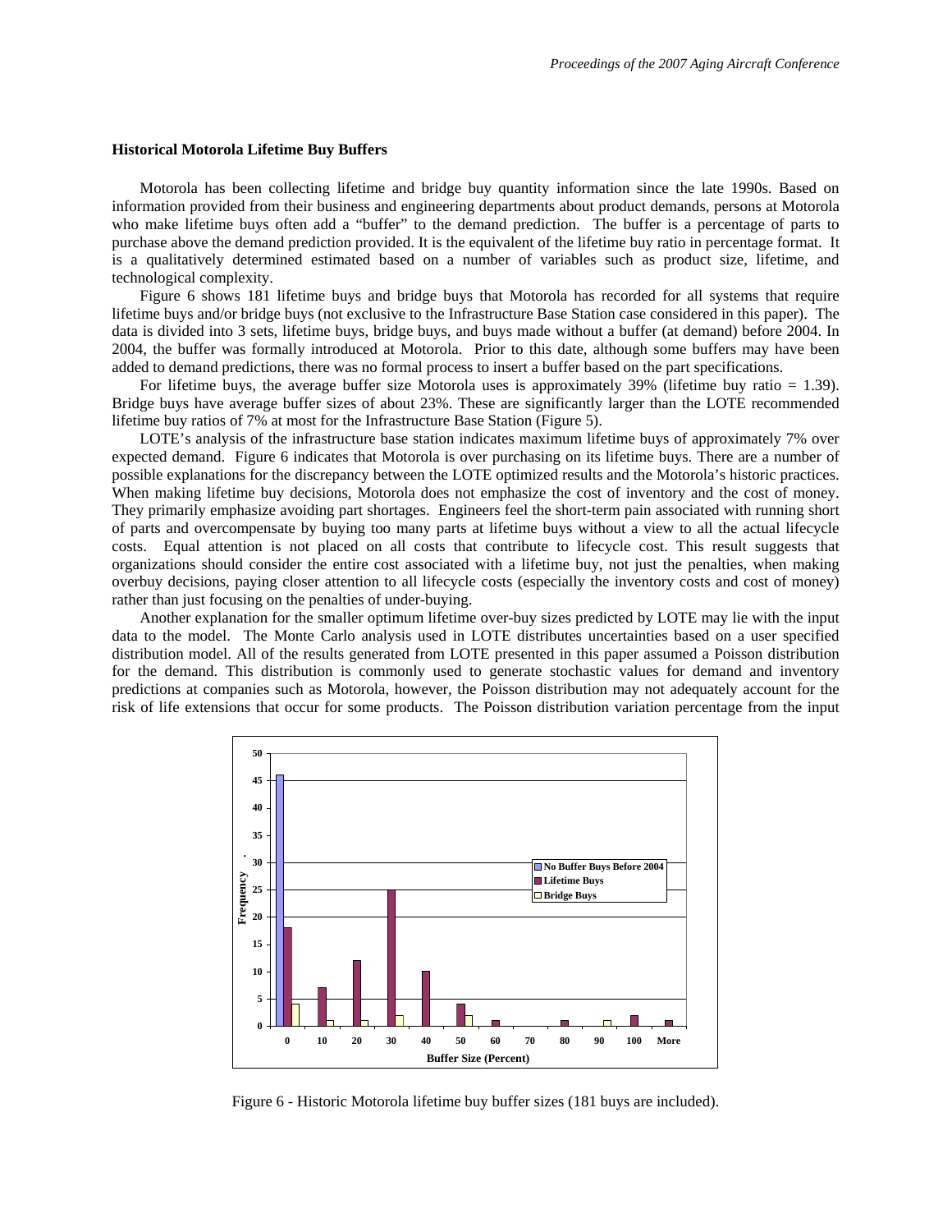### Historical Motorola Lifetime Buy Buffers

Motorola has been collecting lifetime and bridge buy quantity information since the late 1990s. Based on information provided from their business and engineering departments about product demands, persons at Motorola who make lifetime buys often add a "buffer" to the demand prediction. The buffer is a percentage of parts to purchase above the demand prediction provided. It is the equivalent of the lifetime buy ratio in percentage format. It is a qualitatively determined estimated based on a number of variables such as product size, lifetime, and technological complexity.

Figure 6 shows 181 lifetime buys and bridge buys that Motorola has recorded for all systems that require lifetime buys and/or bridge buys (not exclusive to the Infrastructure Base Station case considered in this paper). The data is divided into 3 sets, lifetime buys, bridge buys, and buys made without a buffer (at demand) before 2004. In 2004, the buffer was formally introduced at Motorola. Prior to this date, although some buffers may have been added to demand predictions, there was no formal process to insert a buffer based on the part specifications.

For lifetime buys, the average buffer size Motorola uses is approximately 39% (lifetime buy ratio = 1.39). Bridge buys have average buffer sizes of about 23%. These are significantly larger than the LOTE recommended lifetime buy ratios of 7% at most for the Infrastructure Base Station (Figure 5).

LOTE's analysis of the infrastructure base station indicates maximum lifetime buys of approximately 7% over expected demand. Figure 6 indicates that Motorola is over purchasing on its lifetime buys. There are a number of possible explanations for the discrepancy between the LOTE optimized results and the Motorola's historic practices. When making lifetime buy decisions, Motorola does not emphasize the cost of inventory and the cost of money. They primarily emphasize avoiding part shortages. Engineers feel the short-term pain associated with running short of parts and overcompensate by buying too many parts at lifetime buys without a view to all the actual lifecycle costs. Equal attention is not placed on all costs that contribute to lifecycle cost. This result suggests that organizations should consider the entire cost associated with a lifetime buy, not just the penalties, when making overbuy decisions, paying closer attention to all lifecycle costs (especially the inventory costs and cost of money) rather than just focusing on the penalties of under-buying.

Another explanation for the smaller optimum lifetime over-buy sizes predicted by LOTE may lie with the input data to the model. The Monte Carlo analysis used in LOTE distributes uncertainties based on a user specified distribution model. All of the results generated from LOTE presented in this paper assumed a Poisson distribution for the demand. This distribution is commonly used to generate stochastic values for demand and inventory predictions at companies such as Motorola, however, the Poisson distribution may not adequately account for the risk of life extensions that occur for some products. The Poisson distribution variation percentage from the input

Figure 6 - Historic Motorola lifetime buy buffer sizes (181 buys are included).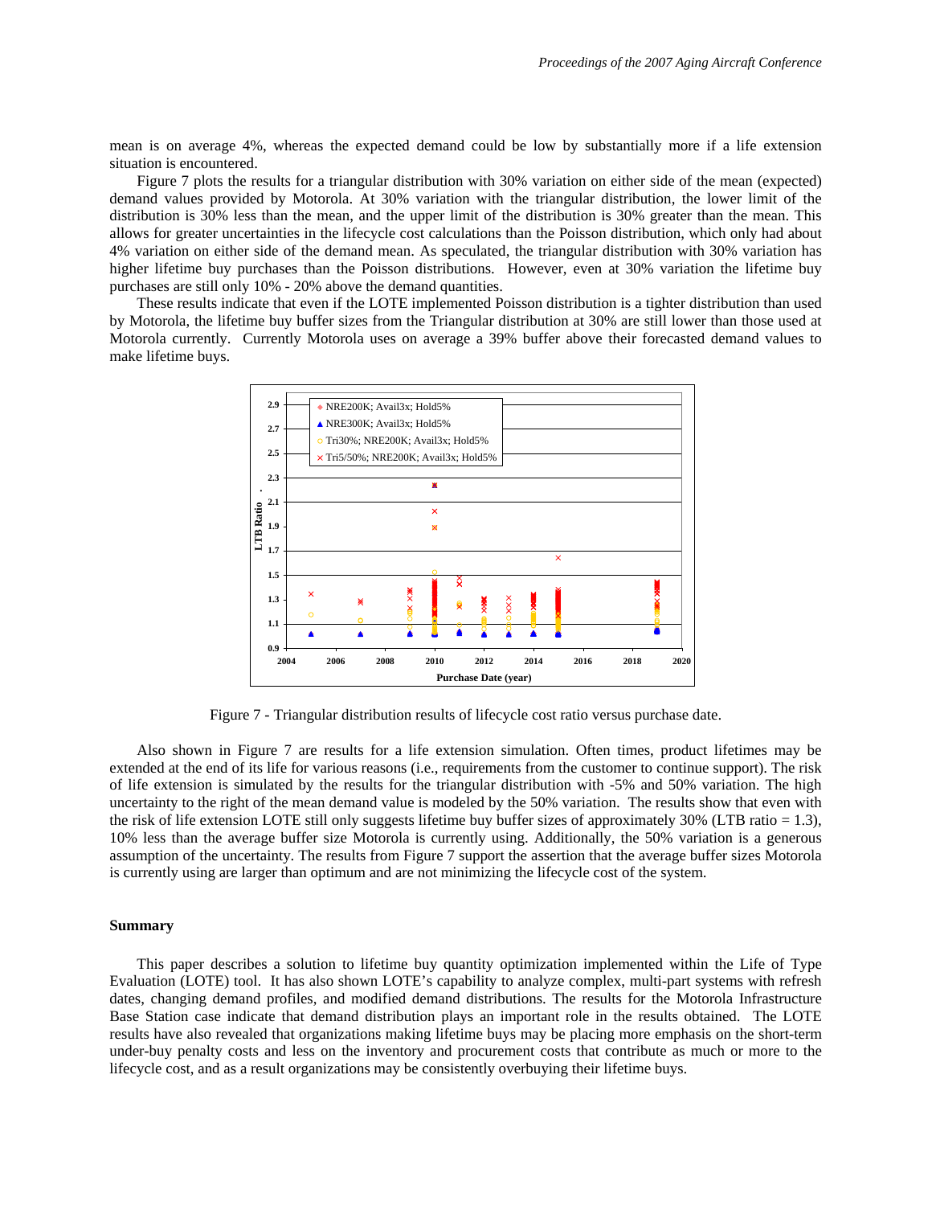mean is on average 4%, whereas the expected demand could be low by substantially more if a life extension situation is encountered.

Figure 7 plots the results for a triangular distribution with 30% variation on either side of the mean (expected) demand values provided by Motorola. At 30% variation with the triangular distribution, the lower limit of the distribution is 30% less than the mean, and the upper limit of the distribution is 30% greater than the mean. This allows for greater uncertainties in the lifecycle cost calculations than the Poisson distribution, which only had about 4% variation on either side of the demand mean. As speculated, the triangular distribution with 30% variation has higher lifetime buy purchases than the Poisson distributions. However, even at 30% variation the lifetime buy purchases are still only 10% - 20% above the demand quantities.

These results indicate that even if the LOTE implemented Poisson distribution is a tighter distribution than used by Motorola, the lifetime buy buffer sizes from the Triangular distribution at 30% are still lower than those used at Motorola currently. Currently Motorola uses on average a 39% buffer above their forecasted demand values to make lifetime buys.

Figure 7 - Triangular distribution results of lifecycle cost ratio versus purchase date.

Also shown in Figure 7 are results for a life extension simulation. Often times, product lifetimes may be extended at the end of its life for various reasons (i.e., requirements from the customer to continue support). The risk of life extension is simulated by the results for the triangular distribution with -5% and 50% variation. The high uncertainty to the right of the mean demand value is modeled by the 50% variation. The results show that even with the risk of life extension LOTE still only suggests lifetime buy buffer sizes of approximately 30% (LTB ratio = 1.3), 10% less than the average buffer size Motorola is currently using. Additionally, the 50% variation is a generous assumption of the uncertainty. The results from Figure 7 support the assertion that the average buffer sizes Motorola is currently using are larger than optimum and are not minimizing the lifecycle cost of the system.

## Summary

This paper describes a solution to lifetime buy quantity optimization implemented within the Life of Type Evaluation (LOTE) tool. It has also shown LOTE's capability to analyze complex, multi-part systems with refresh dates, changing demand profiles, and modified demand distributions. The results for the Motorola Infrastructure Base Station case indicate that demand distribution plays an important role in the results obtained. The LOTE results have also revealed that organizations making lifetime buys may be placing more emphasis on the short-term under-buy penalty costs and less on the inventory and procurement costs that contribute as much or more to the lifecycle cost, and as a result organizations may be consistently overbuying their lifetime buys.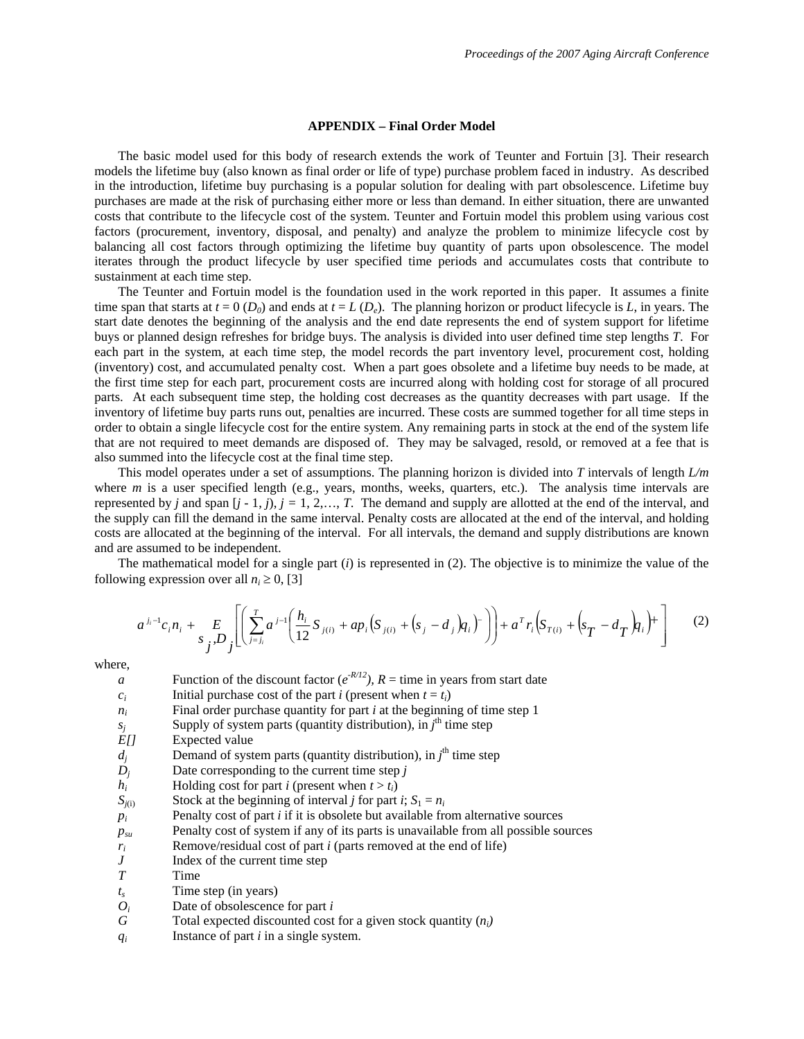## APPENDIX – Final Order Model

The basic model used for this body of research extends the work of Teunter and Fortuin [3]. Their research models the lifetime buy (also known as final order or life of type) purchase problem faced in industry. As described in the introduction, lifetime buy purchasing is a popular solution for dealing with part obsolescence. Lifetime buy purchases are made at the risk of purchasing either more or less than demand. In either situation, there are unwanted costs that contribute to the lifecycle cost of the system. Teunter and Fortuin model this problem using various cost factors (procurement, inventory, disposal, and penalty) and analyze the problem to minimize lifecycle cost by balancing all cost factors through optimizing the lifetime buy quantity of parts upon obsolescence. The model iterates through the product lifecycle by user specified time periods and accumulates costs that contribute to sustainment at each time step.

The Teunter and Fortuin model is the foundation used in the work reported in this paper. It assumes a finite time span that starts at $t = 0$ ($D_0$) and ends at $t = L$ ($D_e$). The planning horizon or product lifecycle is $L$, in years. The start date denotes the beginning of the analysis and the end date represents the end of system support for lifetime buys or planned design refreshes for bridge buys. The analysis is divided into user defined time step lengths $T$. For each part in the system, at each time step, the model records the part inventory level, procurement cost, holding (inventory) cost, and accumulated penalty cost. When a part goes obsolete and a lifetime buy needs to be made, at the first time step for each part, procurement costs are incurred along with holding cost for storage of all procured parts. At each subsequent time step, the holding cost decreases as the quantity decreases with part usage. If the inventory of lifetime buy parts runs out, penalties are incurred. These costs are summed together for all time steps in order to obtain a single lifecycle cost for the entire system. Any remaining parts in stock at the end of the system life that are not required to meet demands are disposed of. They may be salvaged, resold, or removed at a fee that is also summed into the lifecycle cost at the final time step.

This model operates under a set of assumptions. The planning horizon is divided into $T$ intervals of length $L/m$ where $m$ is a user specified length (e.g., years, months, weeks, quarters, etc.). The analysis time intervals are represented by $j$ and span $[j - 1, j)$, $j = 1, 2,\ldots, T$. The demand and supply are allotted at the end of the interval, and the supply can fill the demand in the same interval. Penalty costs are allocated at the end of the interval, and holding costs are allocated at the beginning of the interval. For all intervals, the demand and supply distributions are known and are assumed to be independent.

The mathematical model for a single part ($i$) is represented in (2). The objective is to minimize the value of the following expression over all $n_i \geq 0$, [3]

$$a^{j_i-1} c_i n_i + \underset{s_j, D_j}{E}\left[\left(\sum_{j=j_i}^{T} a^{j-1}\left(\frac{h_i}{12} S_{j(i)} + a p_i \left(S_{j(i)} + \left(s_j - d_j\right) q_i\right)^{-}\right)\right) + a^T r_i \left(S_{T(i)} + \left(s_T - d_T\right) q_i\right)^{+}\right] \tag{2}$$

where,

| | |
|---|---|
| $a$ | Function of the discount factor ($e^{-R/12}$), $R$ = time in years from start date |
| $c_i$ | Initial purchase cost of the part $i$ (present when $t = t_i$) |
| $n_i$ | Final order purchase quantity for part $i$ at the beginning of time step 1 |
| $s_j$ | Supply of system parts (quantity distribution), in $j^{\text{th}}$ time step |
| $E[]$ | Expected value |
| $d_j$ | Demand of system parts (quantity distribution), in $j^{\text{th}}$ time step |
| $D_j$ | Date corresponding to the current time step $j$ |
| $h_i$ | Holding cost for part $i$ (present when $t > t_i$) |
| $S_{j(i)}$ | Stock at the beginning of interval $j$ for part $i$; $S_1 = n_i$ |
| $p_i$ | Penalty cost of part $i$ if it is obsolete but available from alternative sources |
| $p_{su}$ | Penalty cost of system if any of its parts is unavailable from all possible sources |
| $r_i$ | Remove/residual cost of part $i$ (parts removed at the end of life) |
| $J$ | Index of the current time step |
| $T$ | Time |
| $t_s$ | Time step (in years) |
| $O_i$ | Date of obsolescence for part $i$ |
| $G$ | Total expected discounted cost for a given stock quantity ($n_i$) |
| $q_i$ | Instance of part $i$ in a single system. |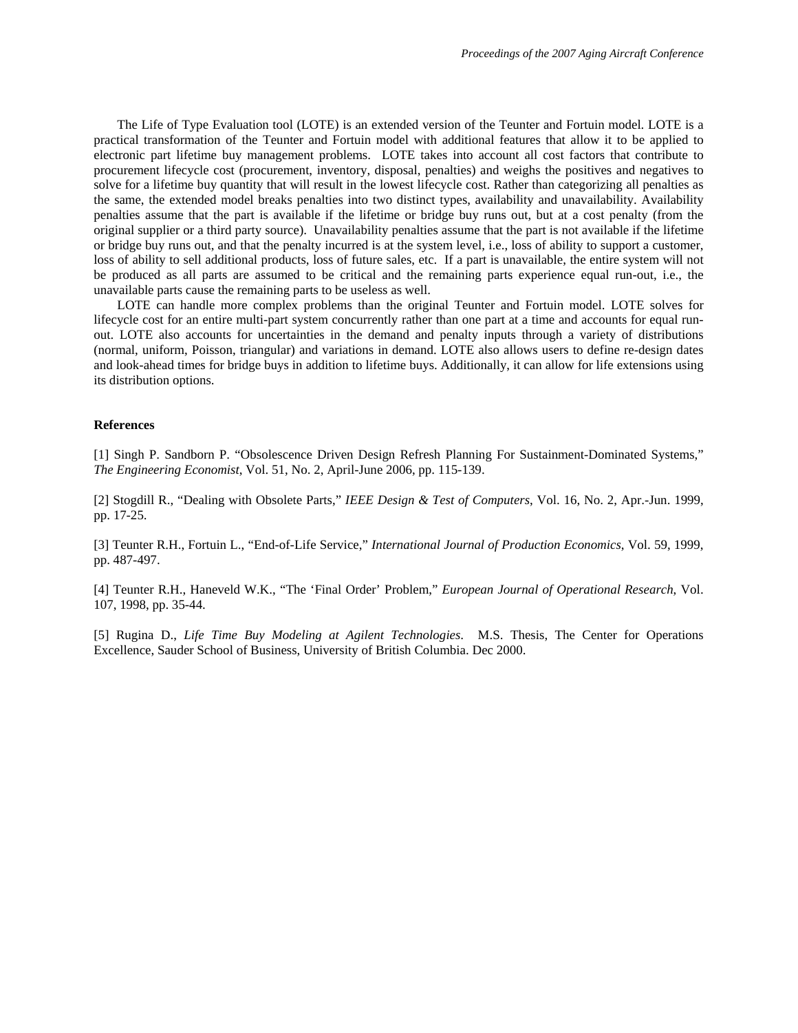The Life of Type Evaluation tool (LOTE) is an extended version of the Teunter and Fortuin model. LOTE is a practical transformation of the Teunter and Fortuin model with additional features that allow it to be applied to electronic part lifetime buy management problems. LOTE takes into account all cost factors that contribute to procurement lifecycle cost (procurement, inventory, disposal, penalties) and weighs the positives and negatives to solve for a lifetime buy quantity that will result in the lowest lifecycle cost. Rather than categorizing all penalties as the same, the extended model breaks penalties into two distinct types, availability and unavailability. Availability penalties assume that the part is available if the lifetime or bridge buy runs out, but at a cost penalty (from the original supplier or a third party source). Unavailability penalties assume that the part is not available if the lifetime or bridge buy runs out, and that the penalty incurred is at the system level, i.e., loss of ability to support a customer, loss of ability to sell additional products, loss of future sales, etc. If a part is unavailable, the entire system will not be produced as all parts are assumed to be critical and the remaining parts experience equal run-out, i.e., the unavailable parts cause the remaining parts to be useless as well.

LOTE can handle more complex problems than the original Teunter and Fortuin model. LOTE solves for lifecycle cost for an entire multi-part system concurrently rather than one part at a time and accounts for equal run-out. LOTE also accounts for uncertainties in the demand and penalty inputs through a variety of distributions (normal, uniform, Poisson, triangular) and variations in demand. LOTE also allows users to define re-design dates and look-ahead times for bridge buys in addition to lifetime buys. Additionally, it can allow for life extensions using its distribution options.

### References

[1] Singh P. Sandborn P. "Obsolescence Driven Design Refresh Planning For Sustainment-Dominated Systems," *The Engineering Economist*, Vol. 51, No. 2, April-June 2006, pp. 115-139.

[2] Stogdill R., "Dealing with Obsolete Parts," *IEEE Design & Test of Computers*, Vol. 16, No. 2, Apr.-Jun. 1999, pp. 17-25.

[3] Teunter R.H., Fortuin L., "End-of-Life Service," *International Journal of Production Economics*, Vol. 59, 1999, pp. 487-497.

[4] Teunter R.H., Haneveld W.K., "The 'Final Order' Problem," *European Journal of Operational Research*, Vol. 107, 1998, pp. 35-44.

[5] Rugina D., *Life Time Buy Modeling at Agilent Technologies*. M.S. Thesis, The Center for Operations Excellence, Sauder School of Business, University of British Columbia. Dec 2000.